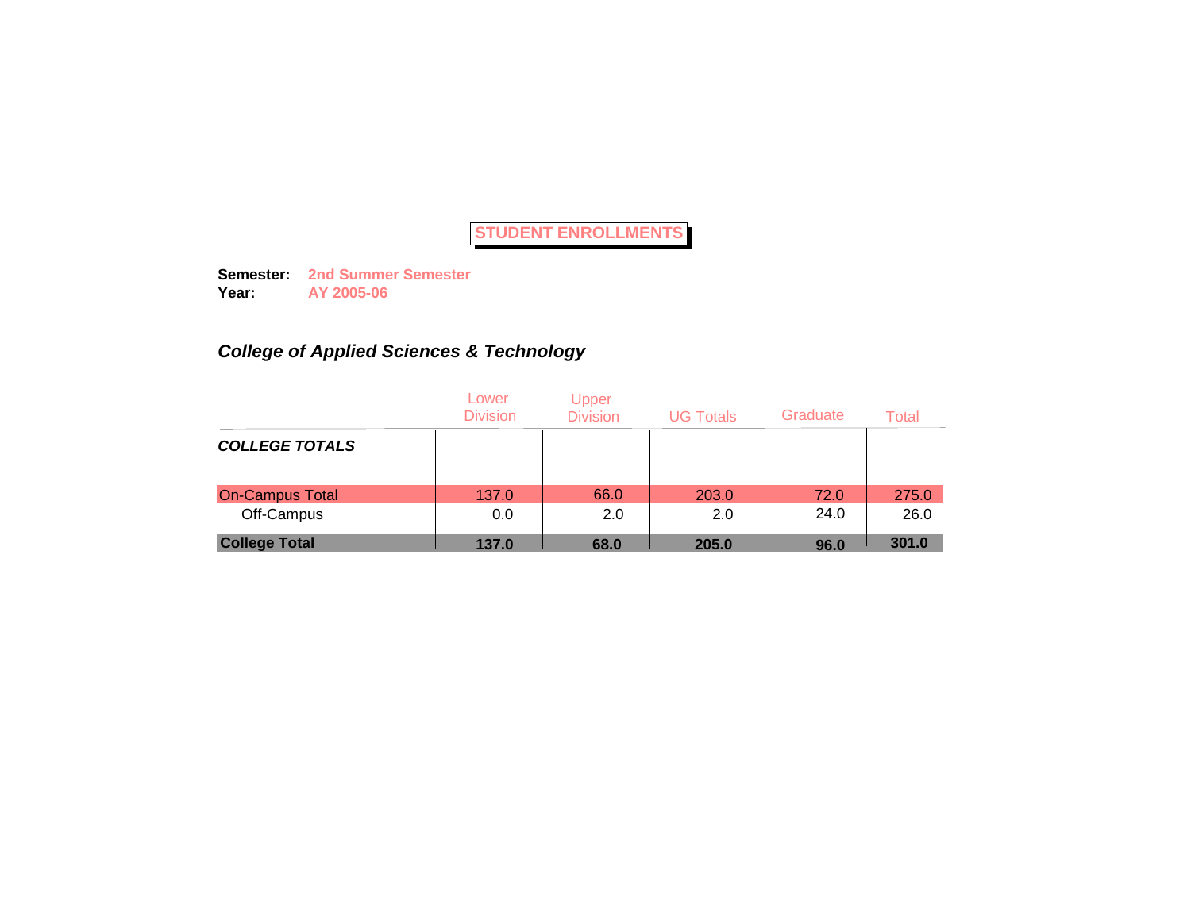# STUDENT ENROLLMENTS

**Semester:** **2nd Summer Semester**
**Year:** **AY 2005-06**

## *College of Applied Sciences & Technology*

| | Lower Division | Upper Division | UG Totals | Graduate | Total |
|---|---|---|---|---|---|
| ***COLLEGE TOTALS*** | | | | | |
| On-Campus Total | 137.0 | 66.0 | 203.0 | 72.0 | 275.0 |
| Off-Campus | 0.0 | 2.0 | 2.0 | 24.0 | 26.0 |
| **College Total** | **137.0** | **68.0** | **205.0** | **96.0** | **301.0** |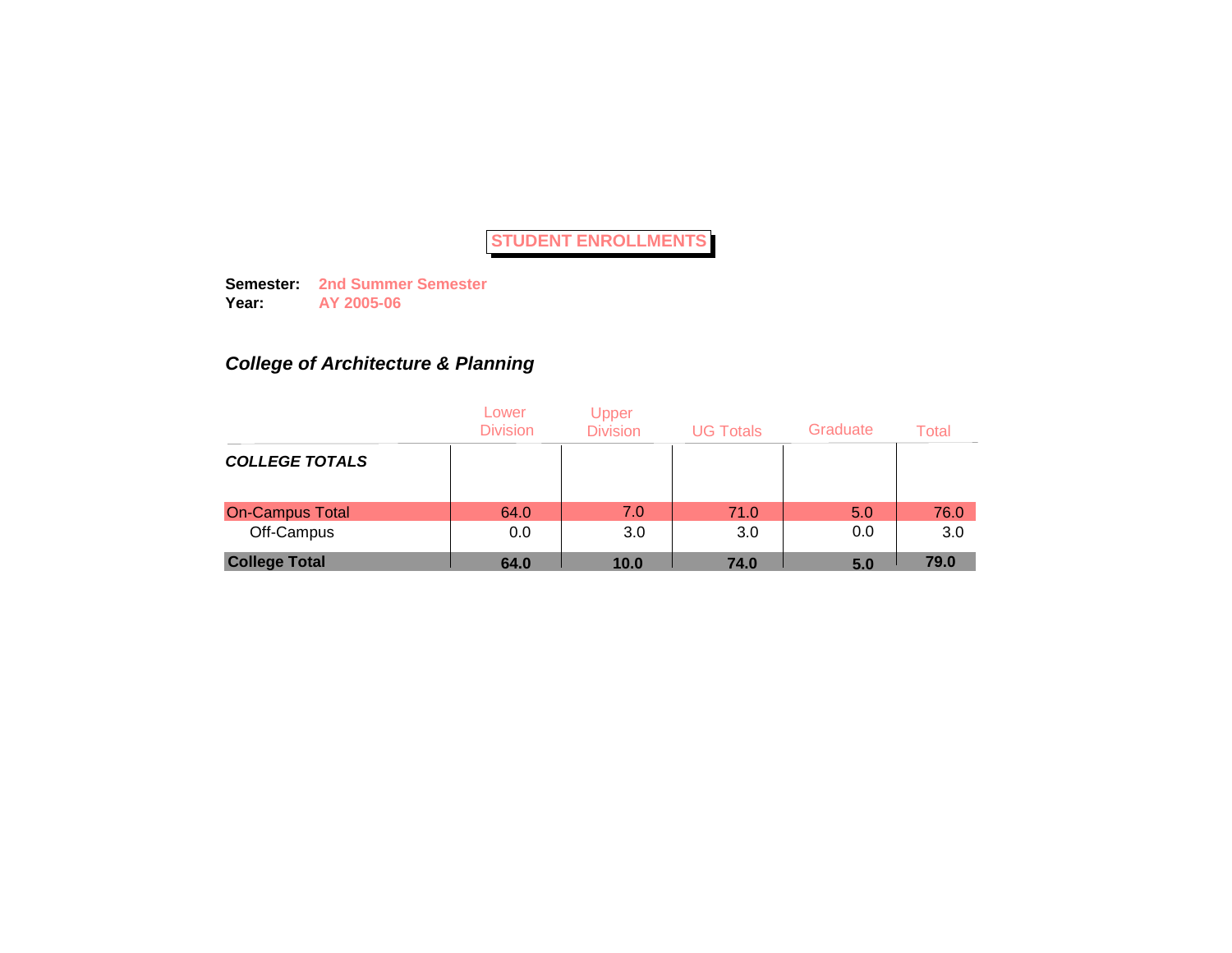# STUDENT ENROLLMENTS

**Semester:** **2nd Summer Semester**
**Year:** **AY 2005-06**

## *College of Architecture & Planning*

| | Lower Division | Upper Division | UG Totals | Graduate | Total |
|---|---|---|---|---|---|
| ***COLLEGE TOTALS*** | | | | | |
| On-Campus Total | 64.0 | 7.0 | 71.0 | 5.0 | 76.0 |
| Off-Campus | 0.0 | 3.0 | 3.0 | 0.0 | 3.0 |
| **College Total** | **64.0** | **10.0** | **74.0** | **5.0** | **79.0** |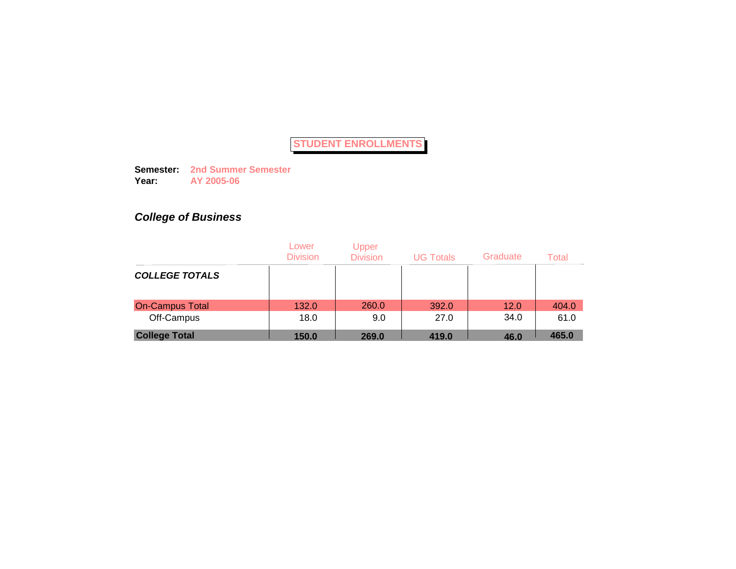# STUDENT ENROLLMENTS

**Semester:** **2nd Summer Semester**
**Year:** **AY 2005-06**

## *College of Business*

| | Lower Division | Upper Division | UG Totals | Graduate | Total |
|---|---|---|---|---|---|
| ***COLLEGE TOTALS*** | | | | | |
| On-Campus Total | 132.0 | 260.0 | 392.0 | 12.0 | 404.0 |
| Off-Campus | 18.0 | 9.0 | 27.0 | 34.0 | 61.0 |
| **College Total** | **150.0** | **269.0** | **419.0** | **46.0** | **465.0** |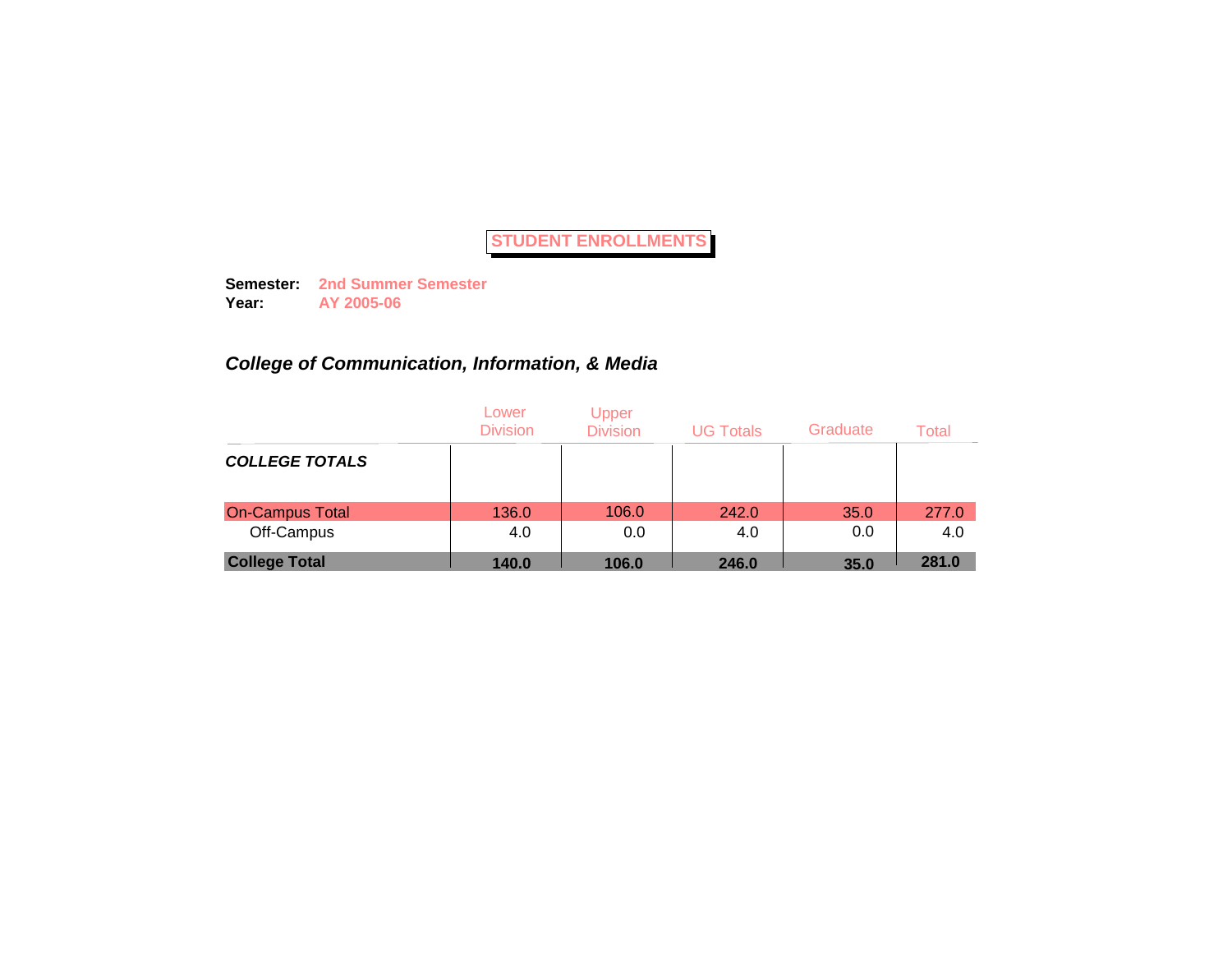# STUDENT ENROLLMENTS

**Semester:** **2nd Summer Semester**
**Year:** **AY 2005-06**

### *College of Communication, Information, & Media*

| | Lower Division | Upper Division | UG Totals | Graduate | Total |
|---|---|---|---|---|---|
| ***COLLEGE TOTALS*** | | | | | |
| On-Campus Total | 136.0 | 106.0 | 242.0 | 35.0 | 277.0 |
| Off-Campus | 4.0 | 0.0 | 4.0 | 0.0 | 4.0 |
| **College Total** | **140.0** | **106.0** | **246.0** | **35.0** | **281.0** |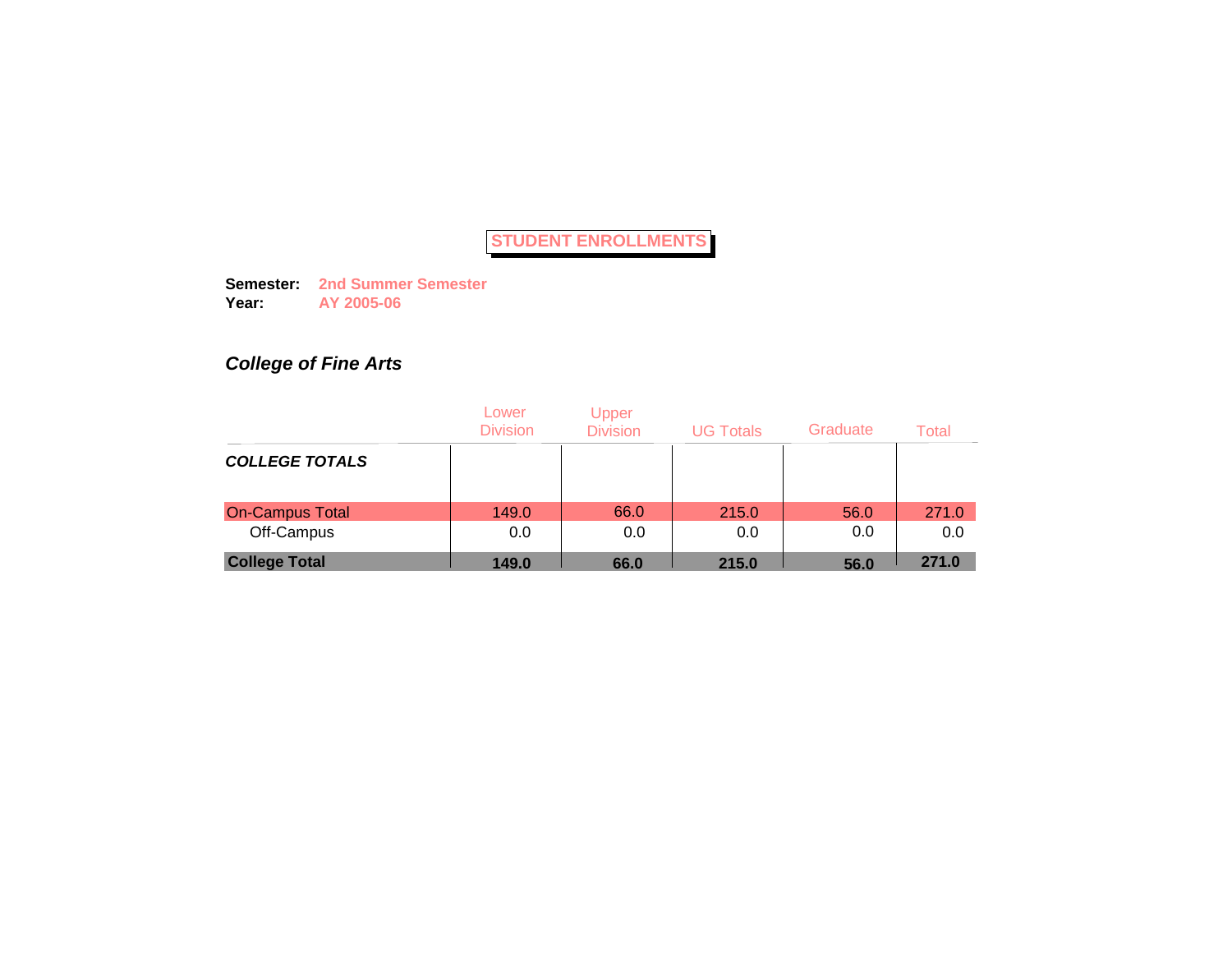# STUDENT ENROLLMENTS

**Semester:** **2nd Summer Semester**
**Year:** **AY 2005-06**

### *College of Fine Arts*

| | Lower Division | Upper Division | UG Totals | Graduate | Total |
|---|---|---|---|---|---|
| ***COLLEGE TOTALS*** | | | | | |
| On-Campus Total | 149.0 | 66.0 | 215.0 | 56.0 | 271.0 |
| Off-Campus | 0.0 | 0.0 | 0.0 | 0.0 | 0.0 |
| **College Total** | **149.0** | **66.0** | **215.0** | **56.0** | **271.0** |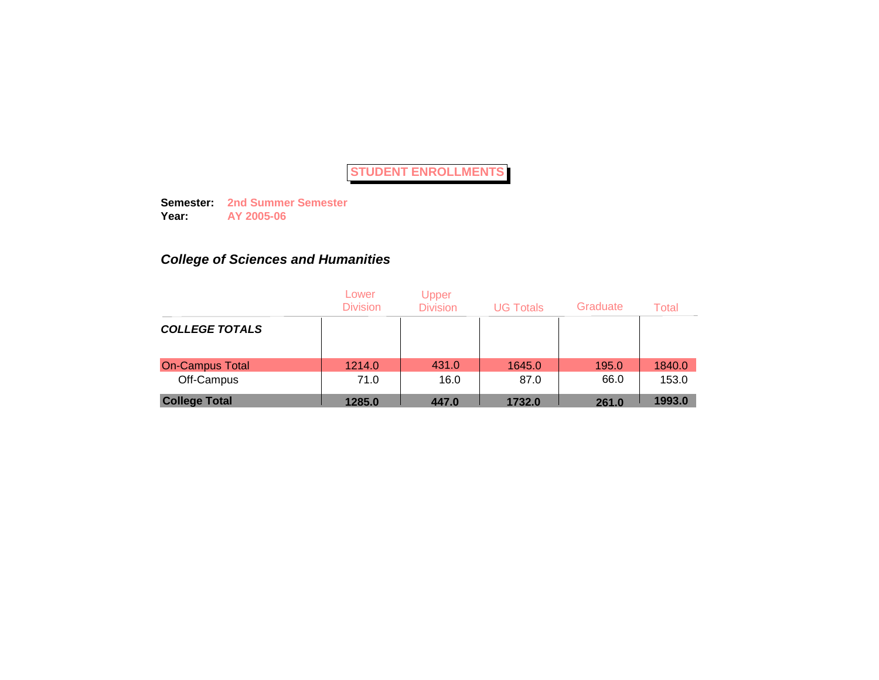# STUDENT ENROLLMENTS

**Semester:** **2nd Summer Semester**
**Year:** **AY 2005-06**

### *College of Sciences and Humanities*

| | Lower Division | Upper Division | UG Totals | Graduate | Total |
|---|---|---|---|---|---|
| ***COLLEGE TOTALS*** | | | | | |
| On-Campus Total | 1214.0 | 431.0 | 1645.0 | 195.0 | 1840.0 |
| Off-Campus | 71.0 | 16.0 | 87.0 | 66.0 | 153.0 |
| **College Total** | **1285.0** | **447.0** | **1732.0** | **261.0** | **1993.0** |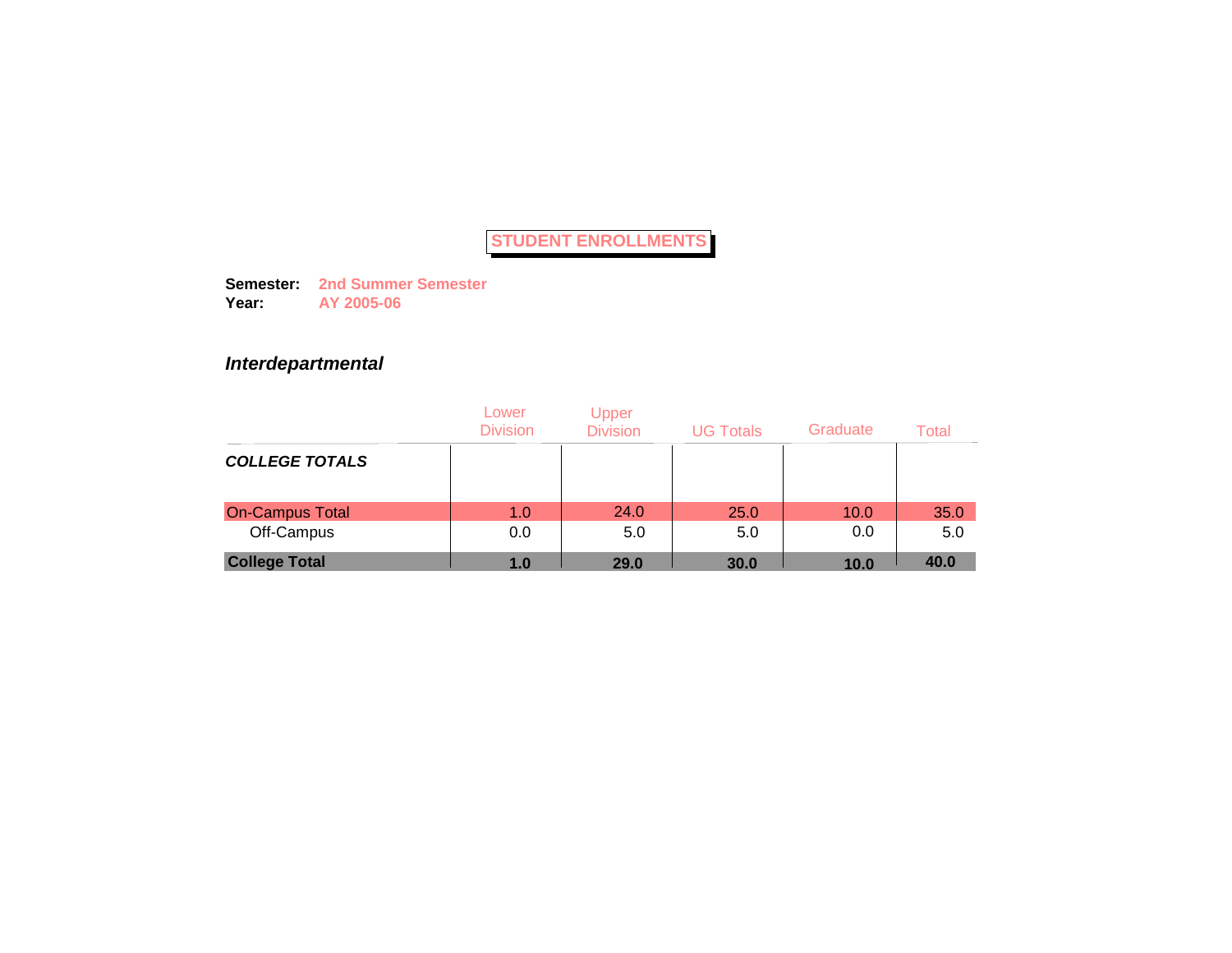# STUDENT ENROLLMENTS

**Semester:** **2nd Summer Semester**
**Year:** **AY 2005-06**

## *Interdepartmental*

| | Lower Division | Upper Division | UG Totals | Graduate | Total |
|---|---|---|---|---|---|
| ***COLLEGE TOTALS*** | | | | | |
| On-Campus Total | 1.0 | 24.0 | 25.0 | 10.0 | 35.0 |
| Off-Campus | 0.0 | 5.0 | 5.0 | 0.0 | 5.0 |
| **College Total** | **1.0** | **29.0** | **30.0** | **10.0** | **40.0** |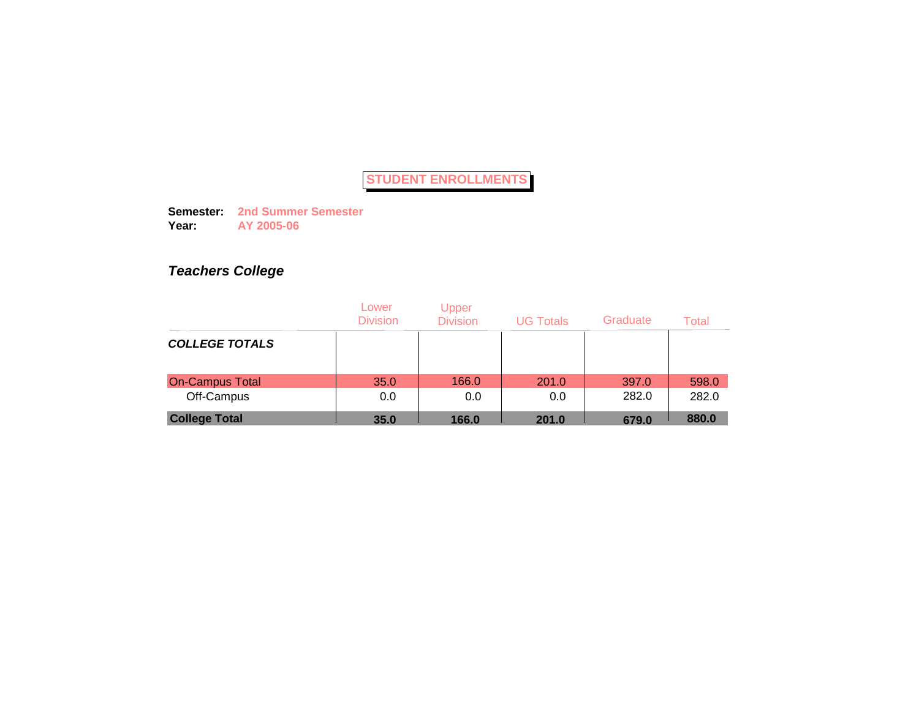# STUDENT ENROLLMENTS

**Semester:** **2nd Summer Semester**
**Year:** **AY 2005-06**

## *Teachers College*

| | Lower Division | Upper Division | UG Totals | Graduate | Total |
|---|---|---|---|---|---|
| ***COLLEGE TOTALS*** | | | | | |
| On-Campus Total | 35.0 | 166.0 | 201.0 | 397.0 | 598.0 |
| Off-Campus | 0.0 | 0.0 | 0.0 | 282.0 | 282.0 |
| **College Total** | **35.0** | **166.0** | **201.0** | **679.0** | **880.0** |